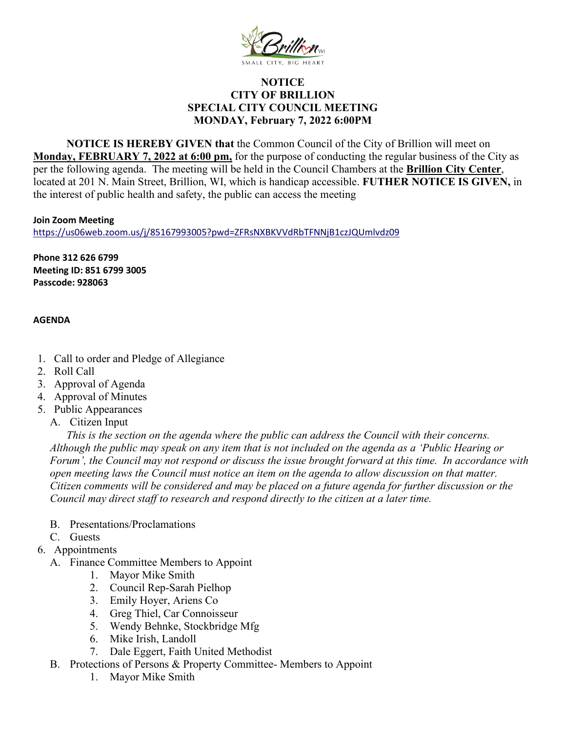**NOTICE**
**CITY OF BRILLION**
**SPECIAL CITY COUNCIL MEETING**
**MONDAY, February 7, 2022 6:00PM**

**NOTICE IS HEREBY GIVEN that** the Common Council of the City of Brillion will meet on **Monday, FEBRUARY 7, 2022 at 6:00 pm,** for the purpose of conducting the regular business of the City as per the following agenda. The meeting will be held in the Council Chambers at the **Brillion City Center**, located at 201 N. Main Street, Brillion, WI, which is handicap accessible. **FUTHER NOTICE IS GIVEN,** in the interest of public health and safety, the public can access the meeting

**Join Zoom Meeting**
https://us06web.zoom.us/j/85167993005?pwd=ZFRsNXBKVVdRbTFNNjB1czJQUmlvdz09

**Phone 312 626 6799**
**Meeting ID: 851 6799 3005**
**Passcode: 928063**

**AGENDA**

1. Call to order and Pledge of Allegiance
2. Roll Call
3. Approval of Agenda
4. Approval of Minutes
5. Public Appearances
   A. Citizen Input
      *This is the section on the agenda where the public can address the Council with their concerns. Although the public may speak on any item that is not included on the agenda as a 'Public Hearing or Forum', the Council may not respond or discuss the issue brought forward at this time. In accordance with open meeting laws the Council must notice an item on the agenda to allow discussion on that matter. Citizen comments will be considered and may be placed on a future agenda for further discussion or the Council may direct staff to research and respond directly to the citizen at a later time.*
   B. Presentations/Proclamations
   C. Guests
6. Appointments
   A. Finance Committee Members to Appoint
      1. Mayor Mike Smith
      2. Council Rep-Sarah Pielhop
      3. Emily Hoyer, Ariens Co
      4. Greg Thiel, Car Connoisseur
      5. Wendy Behnke, Stockbridge Mfg
      6. Mike Irish, Landoll
      7. Dale Eggert, Faith United Methodist
   B. Protections of Persons & Property Committee- Members to Appoint
      1. Mayor Mike Smith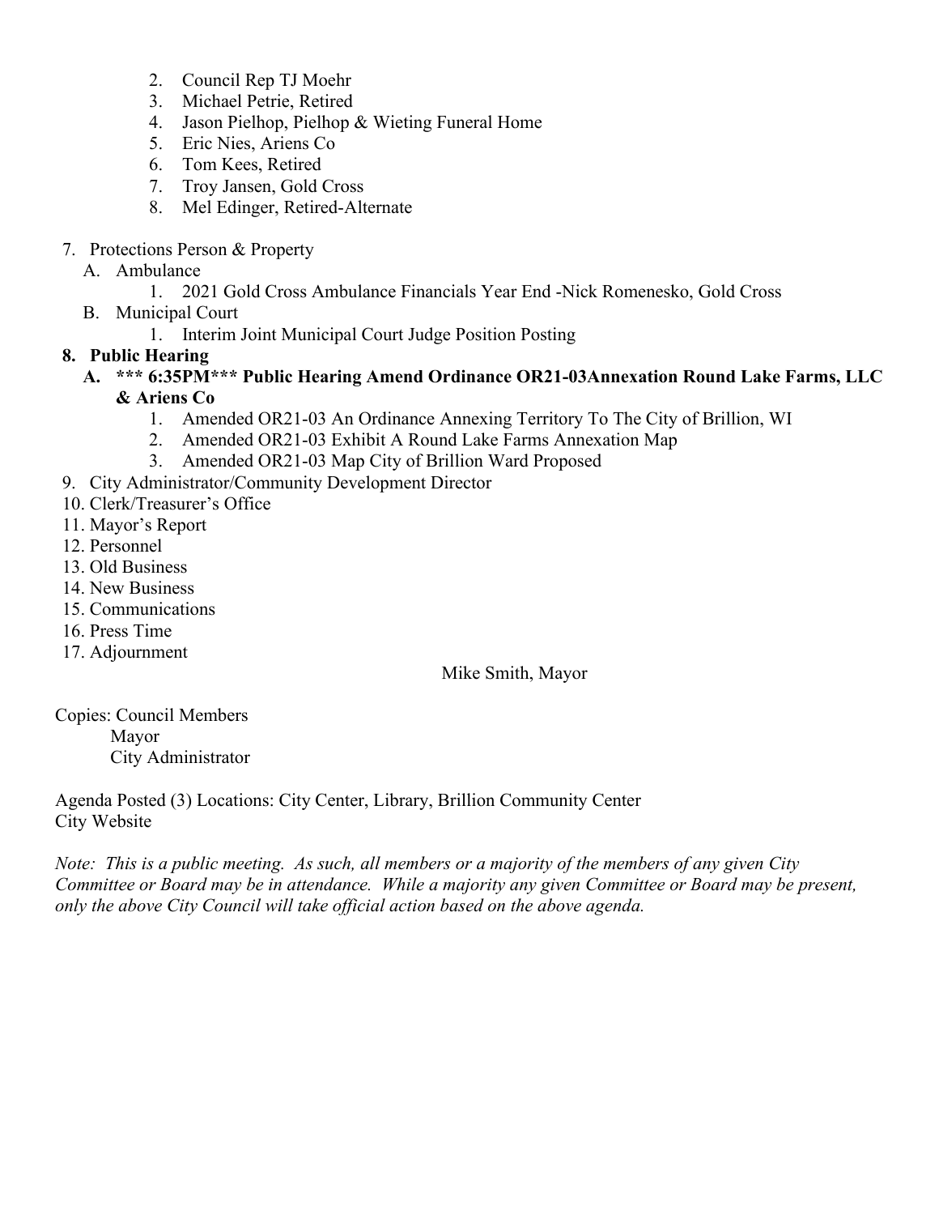2. Council Rep TJ Moehr
3. Michael Petrie, Retired
4. Jason Pielhop, Pielhop & Wieting Funeral Home
5. Eric Nies, Ariens Co
6. Tom Kees, Retired
7. Troy Jansen, Gold Cross
8. Mel Edinger, Retired-Alternate

7. Protections Person & Property
   - A. Ambulance
     1. 2021 Gold Cross Ambulance Financials Year End -Nick Romenesko, Gold Cross
   - B. Municipal Court
     1. Interim Joint Municipal Court Judge Position Posting

**8. Public Hearing**

   - **A. \*\*\* 6:35PM\*\*\* Public Hearing Amend Ordinance OR21-03Annexation Round Lake Farms, LLC & Ariens Co**
     1. Amended OR21-03 An Ordinance Annexing Territory To The City of Brillion, WI
     2. Amended OR21-03 Exhibit A Round Lake Farms Annexation Map
     3. Amended OR21-03 Map City of Brillion Ward Proposed

9. City Administrator/Community Development Director
10. Clerk/Treasurer's Office
11. Mayor's Report
12. Personnel
13. Old Business
14. New Business
15. Communications
16. Press Time
17. Adjournment

Mike Smith, Mayor

Copies: Council Members
Mayor
City Administrator

Agenda Posted (3) Locations: City Center, Library, Brillion Community Center
City Website

*Note: This is a public meeting. As such, all members or a majority of the members of any given City Committee or Board may be in attendance. While a majority any given Committee or Board may be present, only the above City Council will take official action based on the above agenda.*